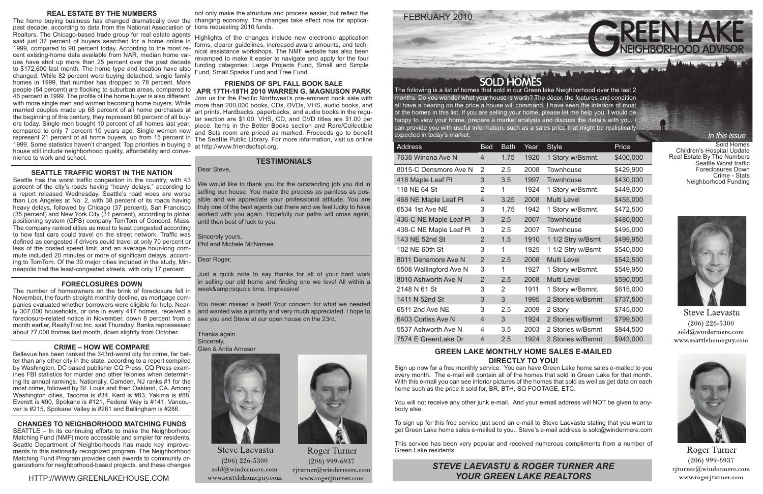## REAL ESTATE BY THE NUMBERS

The home buying business has changed dramatically over the past decade, according to data from the National Association of Realtors. The Chicago-based trade group for real estate agents said just 37 percent of buyers searched for a home online in 1999, compared to 90 percent today. According to the most recent existing-home data available from NAR, median home values have shot up more than 25 percent over the past decade to $172,600 last month. The home type and location have also changed. While 82 percent were buying detached, single family homes in 1999, that number has dropped to 78 percent. More people (54 percent) are flocking to suburban areas, compared to 46 percent in 1999. The profile of the home buyer is also different, with more single men and women becoming home buyers. While married couples made up 68 percent of all home purchases at the beginning of this century, they represent 60 percent of all buyers today. Single men bought 10 percent of all homes last year, compared to only 7 percent 10 years ago. Single women now represent 21 percent of all home buyers, up from 15 percent in 1999. Some statistics haven't changed: Top priorities in buying a house still include neighborhood quality, affordability and convenience to work and school.

## SEATTLE TRAFFIC WORST IN THE NATION

Seattle has the worst traffic congestion in the country, with 43 percent of the city's roads having "heavy delays," according to a report released Wednesday. Seattle's road woes are worse than Los Angeles at No. 2, with 38 percent of its roads having heavy delays, followed by Chicago (37 percent), San Francisco (35 percent) and New York City (31 percent), according to global positioning system (GPS) company TomTom of Concord, Mass. The company ranked cities as most to least congested according to how fast cars could travel on the street network. Traffic was defined as congested if drivers could travel at only 70 percent or less of the posted speed limit, and an average hour-long commute included 20 minutes or more of significant delays, according to TomTom. Of the 30 major cities included in the study, Minneapolis had the least-congested streets, with only 17 percent.

## FORECLOSURES DOWN

The number of homeowners on the brink of foreclosure fell in November, the fourth straight monthly decline, as mortgage companies evaluated whether borrowers were eligible for help. Nearly 307,000 households, or one in every 417 homes, received a foreclosure-related notice in November, down 8 percent from a month earlier, RealtyTrac Inc. said Thursday. Banks repossessed about 77,000 homes last month, down slightly from October.

## CRIME – HOW WE COMPARE

Bellevue has been ranked the 343rd-worst city for crime, far better than any other city in the state, according to a report compiled by Washington, DC based publisher CQ Press. CQ Press examines FBI statistics for murder and other felonies when determining its annual rankings. Nationally, Camden, NJ ranks #1 for the most crime, followed by St. Louis and then Oakland, CA. Among Washington cities, Tacoma is #34, Kent is #83, Yakima is #88, Everett is #90, Spokane is #121, Federal Way is #141, Vancouver is #215, Spokane Valley is #261 and Bellingham is #286.

## CHANGES TO NEIGHBORHOOD MATCHING FUNDS

SEATTLE – In its continuing efforts to make the Neighborhood Matching Fund (NMF) more accessible and simpler for residents, Seattle Department of Neighborhoods has made key improvements to this nationally recognized program. The Neighborhood Matching Fund Program provides cash awards to community organizations for neighborhood-based projects, and these changes not only make the structure and process easier, but reflect the changing economy. The changes take effect now for applications requesting 2010 funds.

Highlights of the changes include new electronic application forms, clearer guidelines, increased award amounts, and technical assistance workshops. The NMF website has also been revamped to make it easier to navigate and apply for the four funding categories: Large Projects Fund, Small and Simple Fund, Small Sparks Fund and Tree Fund.

## FRIENDS OF SPL FALL BOOK SALE
## APR 17TH-18TH 2010 WARREN G. MAGNUSON PARK

Join us for the Pacific Northwest's pre-eminent book sale with more than 200,000 books, CDs, DVDs, VHS, audio books, and art prints. Hardbacks, paperbacks, and audio books in the regular section are $1.00. VHS, CD, and DVD titles are $1.00 per piece. Items in the Better Books section and Rare/Collectible and Sets room are priced as marked. Proceeds go to benefit The Seattle Public Library. For more information, visit us online at http://www.friendsofspl.org.

## TESTIMONIALS

Dear Steve,

We would like to thank you for the outstanding job you did in selling our house. You made the process as painless as possible and we appreciate your professional attitude. You are truly one of the best agents out there and we feel lucky to have worked with you again. Hopefully our paths will cross again, until then best of luck to you.

Sincerely yours,
Phil and Michele McNamee

Dear Roger,

Just a quick note to say thanks for all of your hard work in selling our old home and finding one we love! All within a week&amp;rsquo;s time. Impressive!

You never missed a beat! Your concern for what we needed and wanted was a priority and very much appreciated. I hope to see you and Steve at our open house on the 23rd.

Thanks again.
Sincerely,
Glen & Anita Arnesor

Steve Laevastu
(206) 226-5300
sold@windermere.com
www.seattlehomeguy.com

Roger Turner
(206) 999-6937
rjturner@windermere.com
www.rogerjturner.com

HTTP://WWW.GREENLAKEHOUSE.COM

FEBRUARY 2010

# GREEN LAKE NEIGHBORHOOD ADVISOR

## SOLD HOMES

The following is a list of homes that sold in our Green lake Neighborhood over the last 2 months. Do you wonder what your house is worth? The décor, the features and condition all have a bearing on the price a house will command. I have seen the interiors of most of the homes in this list. If you are selling your home, please let me help you. I would be happy to view your home, prepare a market analysis and discuss the details with you. I can provide you with useful information, such as a sales price that might be realistically expected in today's market.

| Address | Bed | Bath | Year | Style | Price |
|---|---|---|---|---|---|
| 7638 Winona Ave N | 4 | 1.75 | 1926 | 1 Story w/Bsmnt. | $400,000 |
| 8015-C Densmore Ave N | 2 | 2.5 | 2008 | Townhouse | $429,900 |
| 418 Maple Leaf Pl | 3 | 3.5 | 1997 | Townhouse | $430,000 |
| 118 NE 64 St | 2 | 1 | 1924 | 1 Story w/Bsmnt. | $449,000 |
| 468 NE Maple Leaf Pl | 4 | 3.25 | 2008 | Multi Level | $455,000 |
| 6534 1st Ave NE | 3 | 1.75 | 1942 | 1 Story w/Bsmnt. | $472,500 |
| 436-C NE Maple Leaf Pl | 3 | 2.5 | 2007 | Townhouse | $480,000 |
| 438-C NE Maple Leaf Pl | 3 | 2.5 | 2007 | Townhouse | $495,000 |
| 143 NE 52nd St | 2 | 1.5 | 1910 | 1 1/2 Stry w/Bsmt | $499,950 |
| 102 NE 60th St | 3 | 1 | 1925 | 1 1/2 Stry w/Bsmt | $540,000 |
| 8011 Densmore Ave N | 2 | 2.5 | 2008 | Multi Level | $542,500 |
| 5508 Wallingford Ave N | 3 | 1 | 1927 | 1 Story w/Bsmnt. | $549,950 |
| 8010 Ashworth Ave N | 2 | 2.5 | 2008 | Multi Level | $590,000 |
| 2148 N 61 St | 3 | 2 | 1911 | 1 Story w/Bsmnt. | $615,000 |
| 1411 N 52nd St | 3 | 3 | 1995 | 2 Stories w/Bsmnt | $737,500 |
| 6511 2nd Ave NE | 3 | 2.5 | 2009 | 2 Story | $745,000 |
| 6403 Corliss Ave N | 4 | 3 | 1924 | 2 Stories w/Bsmnt | $799,500 |
| 5537 Ashworth Ave N | 4 | 3.5 | 2003 | 2 Stories w/Bsmnt | $844,500 |
| 7574 E GreenLake Dr | 4 | 2.5 | 1924 | 2 Stories w/Bsmnt | $943,000 |

*In this Issue*

Sold Homes
Children's Hospital Update
Real Estate By The Numbers
Seattle Worst traffic
Foreclosures Down
Crime - Stats
Neighborhood Funding

Steve Laevastu
(206) 226-5300
sold@windermere.com
www.seattlehomeguy.com

Roger Turner
(206) 999-6937
rjturner@windermere.com
www.rogerjturner.com

## GREEN LAKE MONTHLY HOME SALES E-MAILED DIRECTLY TO YOU!

Sign up now for a free monthly service. You can have Green Lake home sales e-mailed to you every month. The e-mail will contain all of the homes that sold in Green Lake for that month. With this e-mail you can see interior pictures of the homes that sold as well as get data on each home such as the price it sold for, BR, BTH, SQ FOOTAGE, ETC.

You will not receive any other junk e-mail. And your e-mail address will NOT be given to anybody else.

To sign up for this free service just send an e-mail to Steve Laevastu stating that you want to get Green Lake home sales e-mailed to you.. Steve's e-mail address is sold@windermere.com

This service has been very popular and received numerous compliments from a number of Green Lake residents.

***STEVE LAEVASTU & ROGER TURNER ARE YOUR GREEN LAKE REALTORS***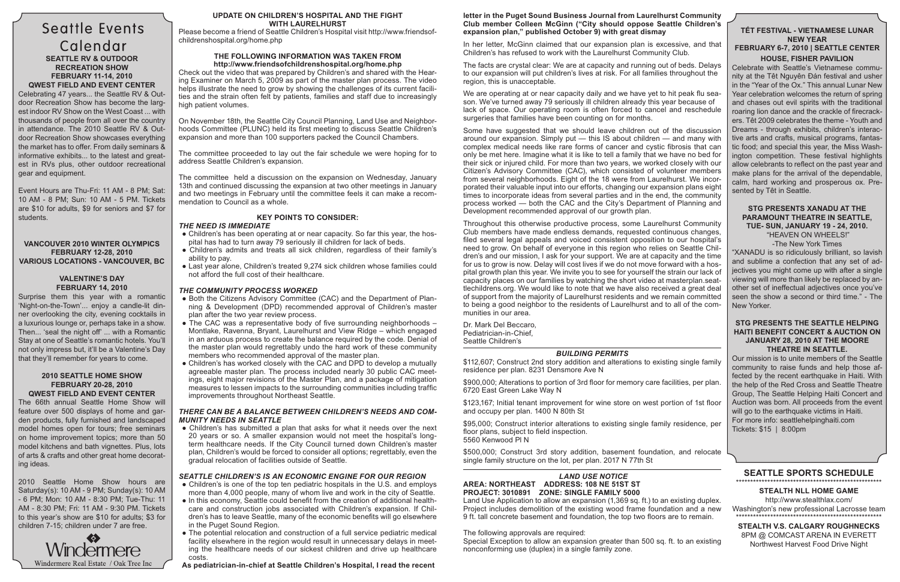# Seattle Events Calendar

## SEATTLE RV & OUTDOOR RECREATION SHOW
## FEBRUARY 11-14, 2010
## QWEST FIELD AND EVENT CENTER

Celebrating 47 years... the Seattle RV & Outdoor Recreation Show has become the largest indoor RV Show on the West Coast ... with thousands of people from all over the country in attendance. The 2010 Seattle RV & Outdoor Recreation Show showcases everything the market has to offer. From daily seminars & informative exhibits... to the latest and greatest in RVs plus, other outdoor recreational gear and equipment.

Event Hours are Thu-Fri: 11 AM - 8 PM; Sat: 10 AM - 8 PM; Sun: 10 AM - 5 PM. Tickets are $10 for adults, $9 for seniors and $7 for students.

## VANCOUVER 2010 WINTER OLYMPICS
## FEBRUARY 12-28, 2010
## VARIOUS LOCATIONS - VANCOUVER, BC

## VALENTINE'S DAY
## FEBRUARY 14, 2010

Surprise them this year with a romantic 'Night-on-the-Town'... enjoy a candle-lit dinner overlooking the city, evening cocktails in a luxurious lounge or, perhaps take in a show. Then... 'seal the night off' ... with a Romantic Stay at one of Seattle's romantic hotels. You'll not only impress but, it'll be a Valentine's Day that they'll remember for years to come.

## 2010 SEATTLE HOME SHOW
## FEBRUARY 20-28, 2010
## QWEST FIELD AND EVENT CENTER

The 66th annual Seattle Home Show will feature over 500 displays of home and garden products, fully furnished and landscaped model homes open for tours; free seminars on home improvement topics; more than 50 model kitchens and bath vignettes. Plus, lots of arts & crafts and other great home decorating ideas.

2010 Seattle Home Show hours are Saturday(s): 10 AM - 9 PM; Sunday(s): 10 AM - 6 PM; Mon: 10 AM - 8:30 PM; Tue-Thu: 11 AM - 8:30 PM; Fri: 11 AM - 9:30 PM. Tickets to this year's show are $10 for adults; $3 for children 7-15; children under 7 are free.

Windermere

Windermere Real Estate / Oak Tree Inc

## UPDATE ON CHILDREN'S HOSPITAL AND THE FIGHT WITH LAURELHURST

Please become a friend of Seattle Children's Hospital visit http://www.friendsofchildrenshospital.org/home.php

### THE FOLLOWING INFORMATION WAS TAKEN FROM http://www.friendsofchildrenshospital.org/home.php

Check out the video that was prepared by Children's and shared with the Hearing Examiner on March 5, 2009 as part of the master plan process. The video helps illustrate the need to grow by showing the challenges of its current facilities and the strain often felt by patients, families and staff due to increasingly high patient volumes.

On November 18th, the Seattle City Council Planning, Land Use and Neighborhoods Committee (PLUNC) held its first meeting to discuss Seattle Children's expansion and more than 100 supporters packed the Council Chambers.

The committee proceeded to lay out the fair schedule we were hoping for to address Seattle Children's expansion.

The committee held a discussion on the expansion on Wednesday, January 13th and continued discussing the expansion at two other meetings in January and two meetings in February until the committee feels it can make a recommendation to Council as a whole.

### KEY POINTS TO CONSIDER:

***THE NEED IS IMMEDIATE***

- Children's has been operating at or near capacity. So far this year, the hospital has had to turn away 79 seriously ill children for lack of beds.
- Children's admits and treats all sick children, regardless of their family's ability to pay.
- Last year alone, Children's treated 9,274 sick children whose families could not afford the full cost of their healthcare.

***THE COMMUNITY PROCESS WORKED***

- Both the Citizens Advisory Committee (CAC) and the Department of Planning & Development (DPD) recommended approval of Children's master plan after the two year review process.
- The CAC was a representative body of five surrounding neighborhoods – Montlake, Ravenna, Bryant, Laurelhurst and View Ridge – which engaged in an arduous process to create the balance required by the code. Denial of the master plan would regrettably undo the hard work of these community members who recommended approval of the master plan.
- Children's has worked closely with the CAC and DPD to develop a mutually agreeable master plan. The process included nearly 30 public CAC meetings, eight major revisions of the Master Plan, and a package of mitigation measures to lessen impacts to the surrounding communities including traffic improvements throughout Northeast Seattle.

***THERE CAN BE A BALANCE BETWEEN CHILDREN'S NEEDS AND COMMUNITY NEEDS IN SEATTLE***

- Children's has submitted a plan that asks for what it needs over the next 20 years or so. A smaller expansion would not meet the hospital's long-term healthcare needs. If the City Council turned down Children's master plan, Children's would be forced to consider all options; regrettably, even the gradual relocation of facilities outside of Seattle.

***SEATTLE CHILDREN'S IS AN ECONOMIC ENGINE FOR OUR REGION***

- Children's is one of the top ten pediatric hospitals in the U.S. and employs more than 4,000 people, many of whom live and work in the city of Seattle.
- In this economy, Seattle could benefit from the creation of additional healthcare and construction jobs associated with Children's expansion. If Children's has to leave Seattle, many of the economic benefits will go elsewhere in the Puget Sound Region.
- The potential relocation and construction of a full service pediatric medical facility elsewhere in the region would result in unnecessary delays in meeting the healthcare needs of our sickest children and drive up healthcare costs.

**As pediatrician-in-chief at Seattle Children's Hospital, I read the recent letter in the Puget Sound Business Journal from Laurelhurst Community Club member Colleen McGinn ("City should oppose Seattle Children's expansion plan," published October 9) with great dismay**

In her letter, McGinn claimed that our expansion plan is excessive, and that Children's has refused to work with the Laurelhurst Community Club.

The facts are crystal clear: We are at capacity and running out of beds. Delays to our expansion will put children's lives at risk. For all families throughout the region, this is unacceptable.

We are operating at or near capacity daily and we have yet to hit peak flu season. We've turned away 79 seriously ill children already this year because of lack of space. Our operating room is often forced to cancel and reschedule surgeries that families have been counting on for months.

Some have suggested that we should leave children out of the discussion around our expansion. Simply put — this IS about children — and many with complex medical needs like rare forms of cancer and cystic fibrosis that can only be met here. Imagine what it is like to tell a family that we have no bed for their sick or injured child. For more than two years, we worked closely with our Citizen's Advisory Committee (CAC), which consisted of volunteer members from several neighborhoods. Eight of the 18 were from Laurelhurst. We incorporated their valuable input into our efforts, changing our expansion plans eight times to incorporate ideas from several parties and in the end, the community process worked — both the CAC and the City's Department of Planning and Development recommended approval of our growth plan.

Throughout this otherwise productive process, some Laurelhurst Community Club members have made endless demands, requested continuous changes, filed several legal appeals and voiced consistent opposition to our hospital's need to grow. On behalf of everyone in this region who relies on Seattle Children's and our mission, I ask for your support. We are at capacity and the time for us to grow is now. Delay will cost lives if we do not move forward with a hospital growth plan this year. We invite you to see for yourself the strain our lack of capacity places on our families by watching the short video at masterplan.seattlechildrens.org. We would like to note that we have also received a great deal of support from the majority of Laurelhurst residents and we remain committed to being a good neighbor to the residents of Laurelhurst and to all of the communities in our area.

Dr. Mark Del Beccaro,
Pediatrician-in-Chief,
Seattle Children's

### *BUILDING PERMITS*

$112,607; Construct 2nd story addition and alterations to existing single family residence per plan. 8231 Densmore Ave N

$900,000; Alterations to portion of 3rd floor for memory care facilities, per plan. 6720 East Green Lake Way N

$123,167; Initial tenant improvement for wine store on west portion of 1st floor and occupy per plan. 1400 N 80th St

$95,000; Construct interior alterations to existing single family residence, per floor plans, subject to field inspection.
5560 Kenwood Pl N

$500,000; Construct 3rd story addition, basement foundation, and relocate single family structure on the lot, per plan. 2017 N 77th St

### *LAND USE NOTICE*

**AREA: NORTHEAST ADDRESS: 108 NE 51ST ST**
**PROJECT: 3010891 ZONE: SINGLE FAMILY 5000**

Land Use Application to allow an expansion (1,369 sq. ft.) to an existing duplex. Project includes demolition of the existing wood frame foundation and a new 9 ft. tall concrete basement and foundation, the top two floors are to remain.

The following approvals are required:
Special Exception to allow an expansion greater than 500 sq. ft. to an existing nonconforming use (duplex) in a single family zone.

## TÊT FESTIVAL - VIETNAMESE LUNAR NEW YEAR
## FEBRUARY 6-7, 2010 | SEATTLE CENTER HOUSE, FISHER PAVILION

Celebrate with Seattle's Vietnamese community at the Têt Nguyên Đán festival and usher in the "Year of the Ox." This annual Lunar New Year celebration welcomes the return of spring and chases out evil spirits with the traditional roaring lion dance and the crackle of firecrackers. Têt 2009 celebrates the theme - Youth and Dreams - through exhibits, children's interactive arts and crafts, musical programs, fantastic food; and special this year, the Miss Washington competition. These festival highlights allow celebrants to reflect on the past year and make plans for the arrival of the dependable, calm, hard working and prosperous ox. Presented by Têt in Seattle.

## STG PRESENTS XANADU AT THE PARAMOUNT THEATRE IN SEATTLE, TUE- SUN, JANUARY 19 - 24, 2010.

"HEAVEN ON WHEELS!"
-The New York Times

"XANADU is so ridiculously brilliant, so lavish and sublime a confection that any set of adjectives you might come up with after a single viewing will more than likely be replaced by another set of ineffectual adjectives once you've seen the show a second or third time." - The New Yorker.

## STG PRESENTS THE SEATTLE HELPING HAITI BENEFIT CONCERT & AUCTION ON JANUARY 28, 2010 AT THE MOORE THEATRE IN SEATTLE.

Our mission is to unite members of the Seattle community to raise funds and help those affected by the recent earthquake in Haiti. With the help of the Red Cross and Seattle Theatre Group, The Seattle Helping Haiti Concert and Auction was born. All proceeds from the event will go to the earthquake victims in Haiti.
For more info: seattlehelpinghaiti.com
Tickets: $15 | 8:00pm

## SEATTLE SPORTS SCHEDULE

**STEALTH NLL HOME GAME**

http://www.stealthlax.com/
Washington's new professional Lacrosse team

**STEALTH V.S. CALGARY ROUGHNECKS**

8PM @ COMCAST ARENA IN EVERETT
Northwest Harvest Food Drive Night